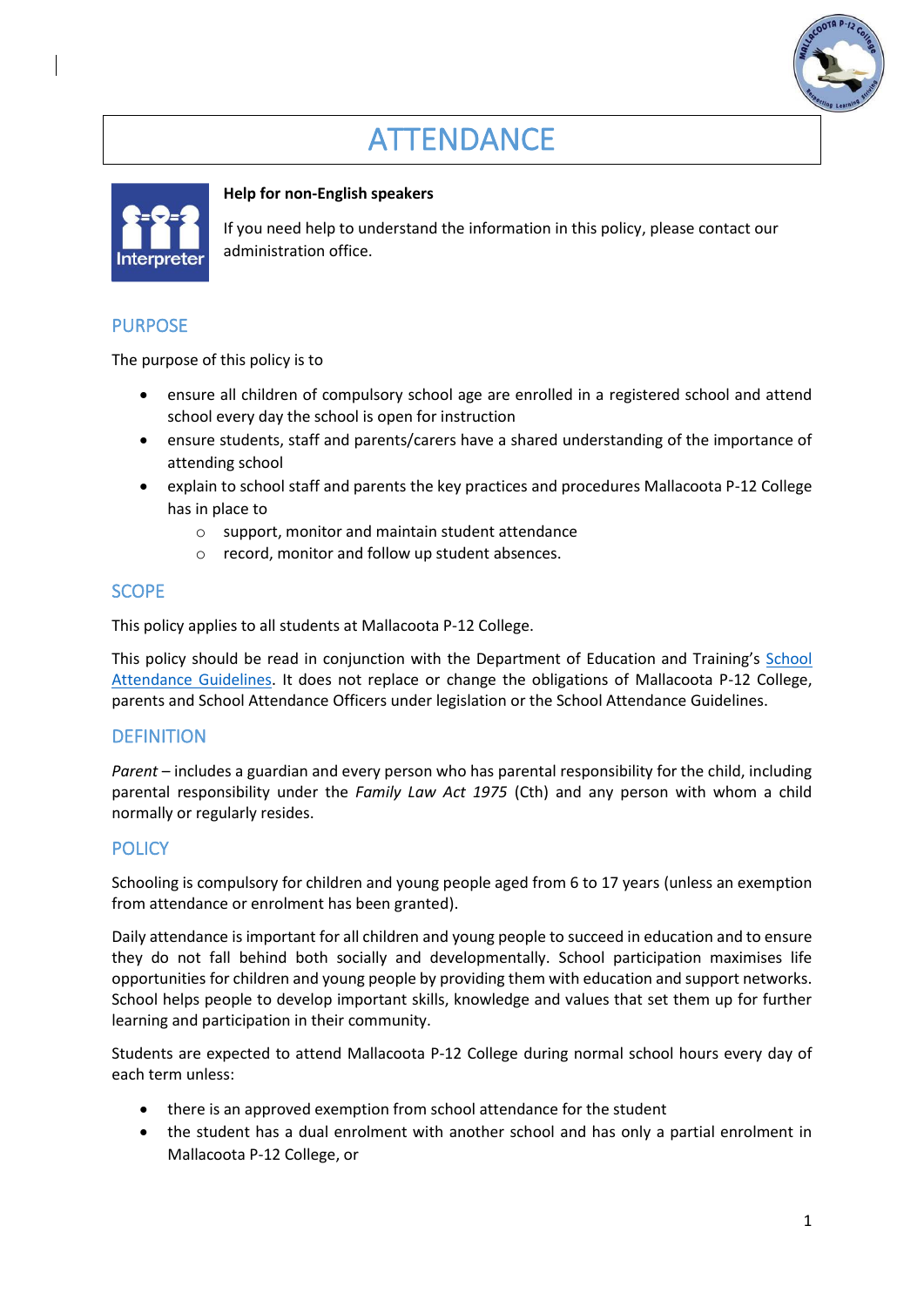# ATTENDANCE

**Help for non-English speakers**

If you need help to understand the information in this policy, please contact our administration office.

## PURPOSE

The purpose of this policy is to

- ensure all children of compulsory school age are enrolled in a registered school and attend school every day the school is open for instruction
- ensure students, staff and parents/carers have a shared understanding of the importance of attending school
- explain to school staff and parents the key practices and procedures Mallacoota P-12 College has in place to
  - support, monitor and maintain student attendance
  - record, monitor and follow up student absences.

## SCOPE

This policy applies to all students at Mallacoota P-12 College.

This policy should be read in conjunction with the Department of Education and Training's [School Attendance Guidelines](). It does not replace or change the obligations of Mallacoota P-12 College, parents and School Attendance Officers under legislation or the School Attendance Guidelines.

## DEFINITION

*Parent* – includes a guardian and every person who has parental responsibility for the child, including parental responsibility under the *Family Law Act 1975* (Cth) and any person with whom a child normally or regularly resides.

## POLICY

Schooling is compulsory for children and young people aged from 6 to 17 years (unless an exemption from attendance or enrolment has been granted).

Daily attendance is important for all children and young people to succeed in education and to ensure they do not fall behind both socially and developmentally. School participation maximises life opportunities for children and young people by providing them with education and support networks. School helps people to develop important skills, knowledge and values that set them up for further learning and participation in their community.

Students are expected to attend Mallacoota P-12 College during normal school hours every day of each term unless:

- there is an approved exemption from school attendance for the student
- the student has a dual enrolment with another school and has only a partial enrolment in Mallacoota P-12 College, or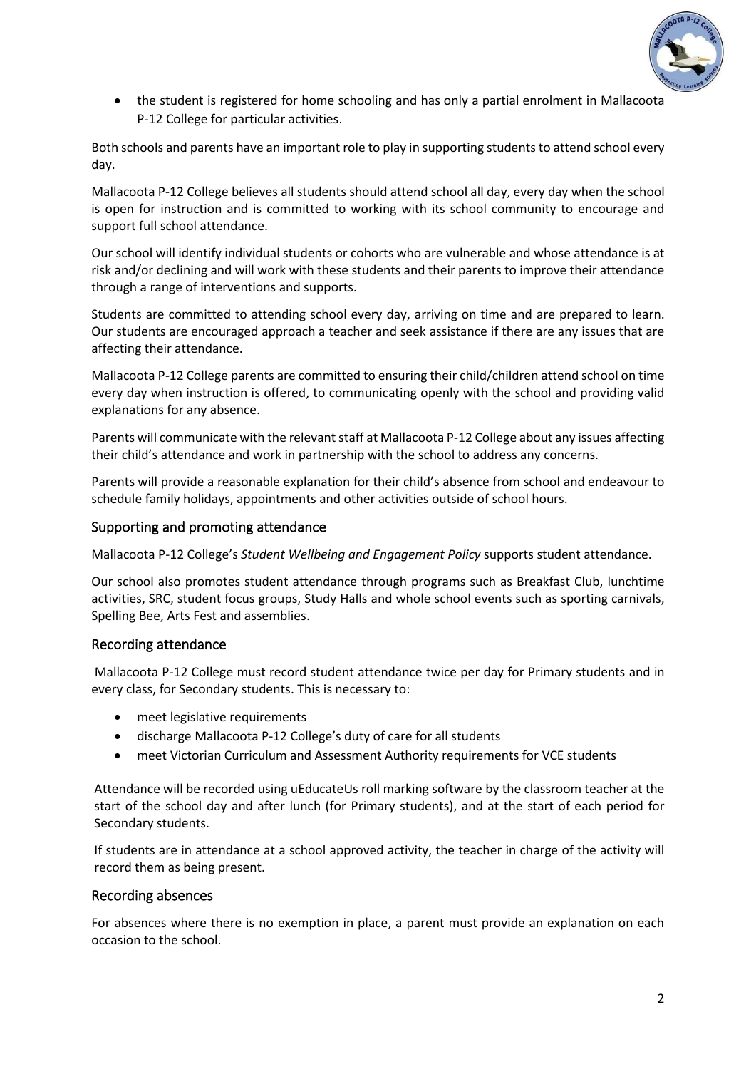- the student is registered for home schooling and has only a partial enrolment in Mallacoota P-12 College for particular activities.

Both schools and parents have an important role to play in supporting students to attend school every day.

Mallacoota P-12 College believes all students should attend school all day, every day when the school is open for instruction and is committed to working with its school community to encourage and support full school attendance.

Our school will identify individual students or cohorts who are vulnerable and whose attendance is at risk and/or declining and will work with these students and their parents to improve their attendance through a range of interventions and supports.

Students are committed to attending school every day, arriving on time and are prepared to learn. Our students are encouraged approach a teacher and seek assistance if there are any issues that are affecting their attendance.

Mallacoota P-12 College parents are committed to ensuring their child/children attend school on time every day when instruction is offered, to communicating openly with the school and providing valid explanations for any absence.

Parents will communicate with the relevant staff at Mallacoota P-12 College about any issues affecting their child's attendance and work in partnership with the school to address any concerns.

Parents will provide a reasonable explanation for their child's absence from school and endeavour to schedule family holidays, appointments and other activities outside of school hours.

## Supporting and promoting attendance

Mallacoota P-12 College's *Student Wellbeing and Engagement Policy* supports student attendance.

Our school also promotes student attendance through programs such as Breakfast Club, lunchtime activities, SRC, student focus groups, Study Halls and whole school events such as sporting carnivals, Spelling Bee, Arts Fest and assemblies.

## Recording attendance

Mallacoota P-12 College must record student attendance twice per day for Primary students and in every class, for Secondary students. This is necessary to:

- meet legislative requirements
- discharge Mallacoota P-12 College's duty of care for all students
- meet Victorian Curriculum and Assessment Authority requirements for VCE students

Attendance will be recorded using uEducateUs roll marking software by the classroom teacher at the start of the school day and after lunch (for Primary students), and at the start of each period for Secondary students.

If students are in attendance at a school approved activity, the teacher in charge of the activity will record them as being present.

## Recording absences

For absences where there is no exemption in place, a parent must provide an explanation on each occasion to the school.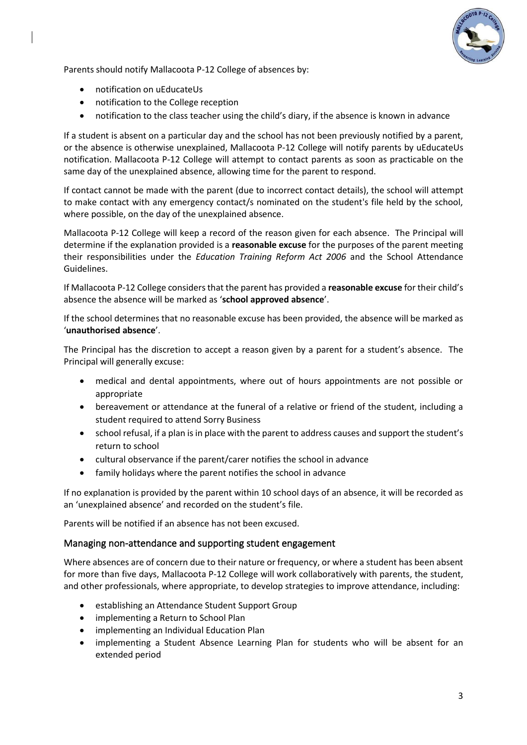Parents should notify Mallacoota P-12 College of absences by:

- notification on uEducateUs
- notification to the College reception
- notification to the class teacher using the child's diary, if the absence is known in advance

If a student is absent on a particular day and the school has not been previously notified by a parent, or the absence is otherwise unexplained, Mallacoota P-12 College will notify parents by uEducateUs notification. Mallacoota P-12 College will attempt to contact parents as soon as practicable on the same day of the unexplained absence, allowing time for the parent to respond.

If contact cannot be made with the parent (due to incorrect contact details), the school will attempt to make contact with any emergency contact/s nominated on the student's file held by the school, where possible, on the day of the unexplained absence.

Mallacoota P-12 College will keep a record of the reason given for each absence. The Principal will determine if the explanation provided is a **reasonable excuse** for the purposes of the parent meeting their responsibilities under the *Education Training Reform Act 2006* and the School Attendance Guidelines.

If Mallacoota P-12 College considers that the parent has provided a **reasonable excuse** for their child's absence the absence will be marked as '**school approved absence**'.

If the school determines that no reasonable excuse has been provided, the absence will be marked as '**unauthorised absence**'.

The Principal has the discretion to accept a reason given by a parent for a student's absence. The Principal will generally excuse:

- medical and dental appointments, where out of hours appointments are not possible or appropriate
- bereavement or attendance at the funeral of a relative or friend of the student, including a student required to attend Sorry Business
- school refusal, if a plan is in place with the parent to address causes and support the student's return to school
- cultural observance if the parent/carer notifies the school in advance
- family holidays where the parent notifies the school in advance

If no explanation is provided by the parent within 10 school days of an absence, it will be recorded as an 'unexplained absence' and recorded on the student's file.

Parents will be notified if an absence has not been excused.

## Managing non-attendance and supporting student engagement

Where absences are of concern due to their nature or frequency, or where a student has been absent for more than five days, Mallacoota P-12 College will work collaboratively with parents, the student, and other professionals, where appropriate, to develop strategies to improve attendance, including:

- establishing an Attendance Student Support Group
- implementing a Return to School Plan
- implementing an Individual Education Plan
- implementing a Student Absence Learning Plan for students who will be absent for an extended period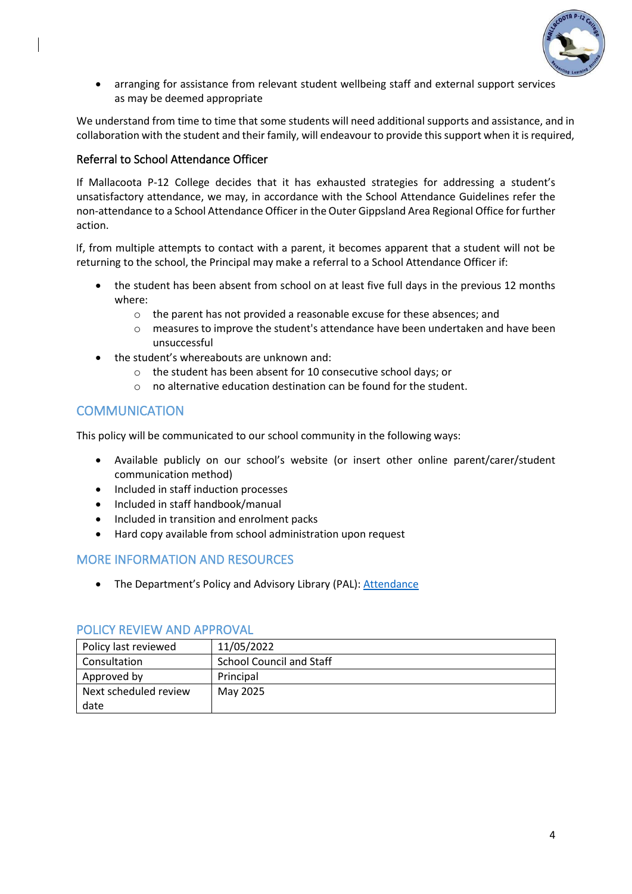- arranging for assistance from relevant student wellbeing staff and external support services as may be deemed appropriate

We understand from time to time that some students will need additional supports and assistance, and in collaboration with the student and their family, will endeavour to provide this support when it is required,

### Referral to School Attendance Officer

If Mallacoota P-12 College decides that it has exhausted strategies for addressing a student's unsatisfactory attendance, we may, in accordance with the School Attendance Guidelines refer the non-attendance to a School Attendance Officer in the Outer Gippsland Area Regional Office for further action.

If, from multiple attempts to contact with a parent, it becomes apparent that a student will not be returning to the school, the Principal may make a referral to a School Attendance Officer if:

- the student has been absent from school on at least five full days in the previous 12 months where:
    - the parent has not provided a reasonable excuse for these absences; and
    - measures to improve the student's attendance have been undertaken and have been unsuccessful
- the student's whereabouts are unknown and:
    - the student has been absent for 10 consecutive school days; or
    - no alternative education destination can be found for the student.

## COMMUNICATION

This policy will be communicated to our school community in the following ways:

- Available publicly on our school's website (or insert other online parent/carer/student communication method)
- Included in staff induction processes
- Included in staff handbook/manual
- Included in transition and enrolment packs
- Hard copy available from school administration upon request

## MORE INFORMATION AND RESOURCES

- The Department's Policy and Advisory Library (PAL): [Attendance](Attendance)

## POLICY REVIEW AND APPROVAL

| | |
|---|---|
| Policy last reviewed | 11/05/2022 |
| Consultation | School Council and Staff |
| Approved by | Principal |
| Next scheduled review date | May 2025 |